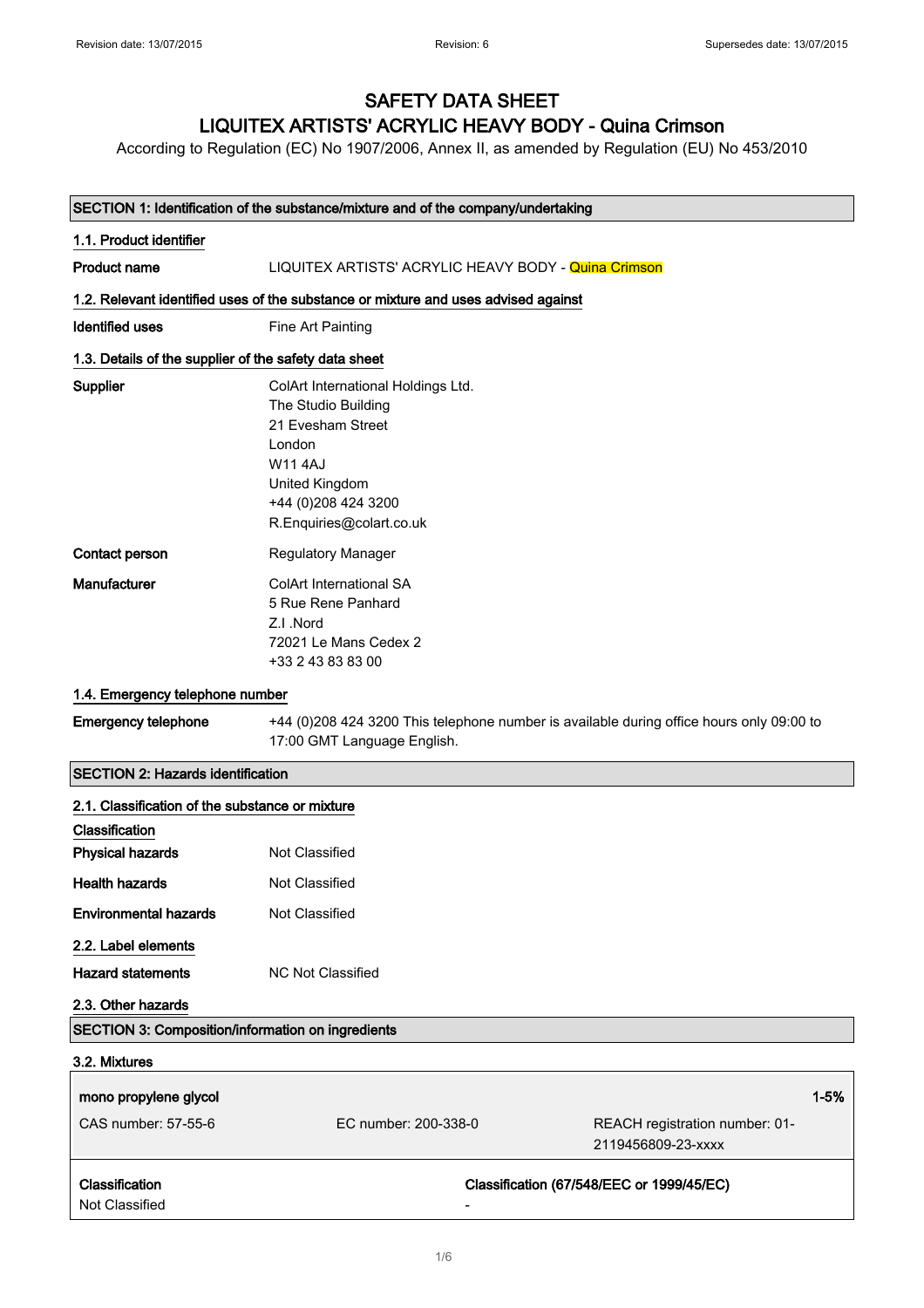# SAFETY DATA SHEET
# LIQUITEX ARTISTS' ACRYLIC HEAVY BODY - Quina Crimson

According to Regulation (EC) No 1907/2006, Annex II, as amended by Regulation (EU) No 453/2010

## SECTION 1: Identification of the substance/mixture and of the company/undertaking

### 1.1. Product identifier

**Product name** LIQUITEX ARTISTS' ACRYLIC HEAVY BODY - Quina Crimson

### 1.2. Relevant identified uses of the substance or mixture and uses advised against

**Identified uses** Fine Art Painting

### 1.3. Details of the supplier of the safety data sheet

**Supplier**
ColArt International Holdings Ltd.
The Studio Building
21 Evesham Street
London
W11 4AJ
United Kingdom
+44 (0)208 424 3200
R.Enquiries@colart.co.uk

**Contact person** Regulatory Manager

**Manufacturer**
ColArt International SA
5 Rue Rene Panhard
Z.I .Nord
72021 Le Mans Cedex 2
+33 2 43 83 83 00

### 1.4. Emergency telephone number

**Emergency telephone** +44 (0)208 424 3200 This telephone number is available during office hours only 09:00 to 17:00 GMT Language English.

## SECTION 2: Hazards identification

### 2.1. Classification of the substance or mixture

**Classification**

**Physical hazards** Not Classified

**Health hazards** Not Classified

**Environmental hazards** Not Classified

### 2.2. Label elements

**Hazard statements** NC Not Classified

### 2.3. Other hazards

## SECTION 3: Composition/information on ingredients

### 3.2. Mixtures

| **mono propylene glycol** | | **1-5%** |
|---|---|---|
| CAS number: 57-55-6 | EC number: 200-338-0 | REACH registration number: 01-2119456809-23-xxxx |
| **Classification** | | **Classification (67/548/EEC or 1999/45/EC)** |
| Not Classified | | - |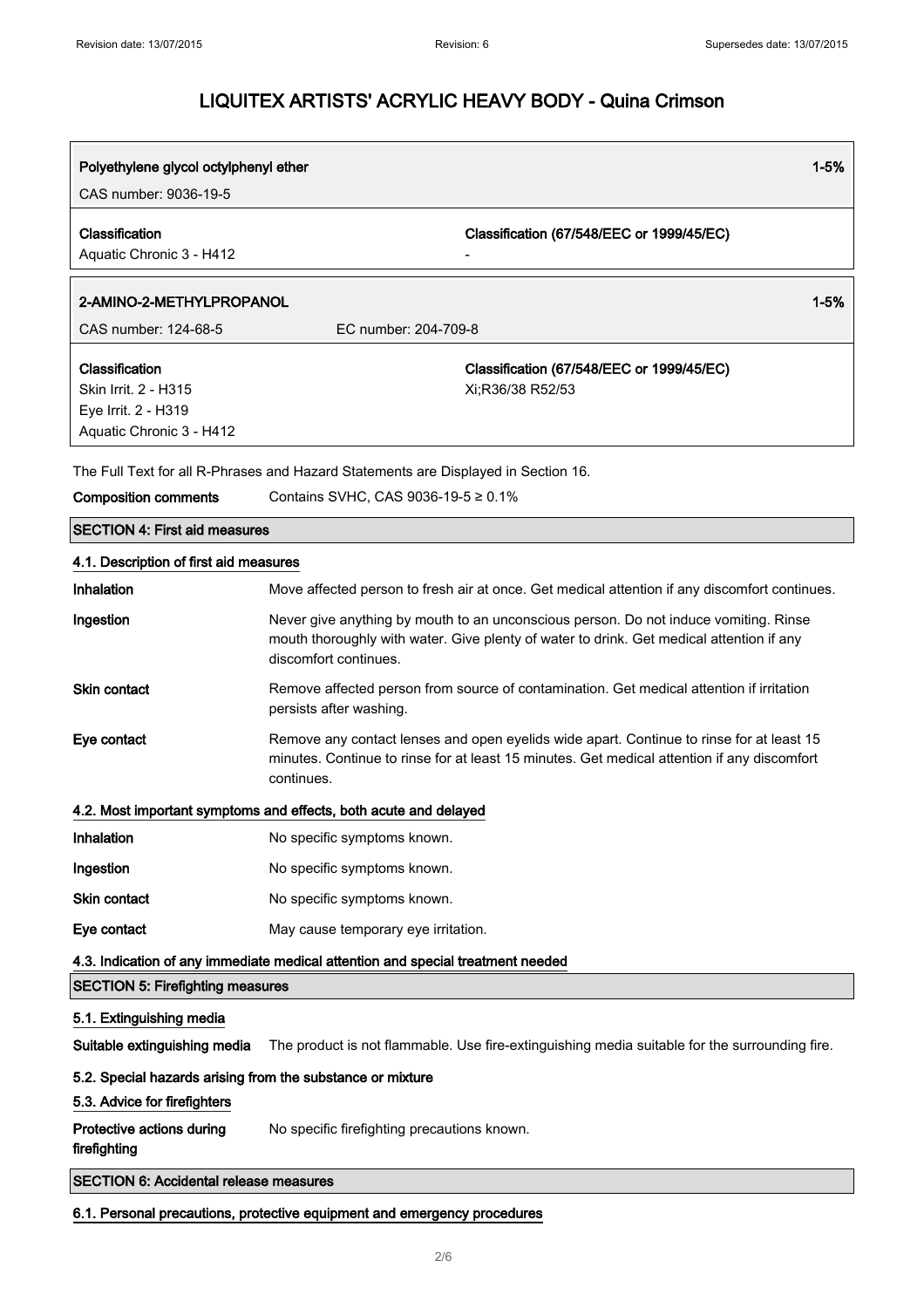| Polyethylene glycol octylphenyl ether | | 1-5% |
|---|---|---|
| CAS number: 9036-19-5 | | |
| **Classification**<br>Aquatic Chronic 3 - H412 | **Classification (67/548/EEC or 1999/45/EC)**<br>- | |

| 2-AMINO-2-METHYLPROPANOL | | 1-5% |
|---|---|---|
| CAS number: 124-68-5 | EC number: 204-709-8 | |
| **Classification**<br>Skin Irrit. 2 - H315<br>Eye Irrit. 2 - H319<br>Aquatic Chronic 3 - H412 | **Classification (67/548/EEC or 1999/45/EC)**<br>Xi;R36/38 R52/53 | |

The Full Text for all R-Phrases and Hazard Statements are Displayed in Section 16.

**Composition comments** Contains SVHC, CAS 9036-19-5 ≥ 0.1%

## SECTION 4: First aid measures

### 4.1. Description of first aid measures

**Inhalation** Move affected person to fresh air at once. Get medical attention if any discomfort continues.

**Ingestion** Never give anything by mouth to an unconscious person. Do not induce vomiting. Rinse mouth thoroughly with water. Give plenty of water to drink. Get medical attention if any discomfort continues.

**Skin contact** Remove affected person from source of contamination. Get medical attention if irritation persists after washing.

**Eye contact** Remove any contact lenses and open eyelids wide apart. Continue to rinse for at least 15 minutes. Continue to rinse for at least 15 minutes. Get medical attention if any discomfort continues.

### 4.2. Most important symptoms and effects, both acute and delayed

**Inhalation** No specific symptoms known.

**Ingestion** No specific symptoms known.

**Skin contact** No specific symptoms known.

**Eye contact** May cause temporary eye irritation.

### 4.3. Indication of any immediate medical attention and special treatment needed

## SECTION 5: Firefighting measures

### 5.1. Extinguishing media

**Suitable extinguishing media** The product is not flammable. Use fire-extinguishing media suitable for the surrounding fire.

### 5.2. Special hazards arising from the substance or mixture

### 5.3. Advice for firefighters

**Protective actions during firefighting** No specific firefighting precautions known.

## SECTION 6: Accidental release measures

### 6.1. Personal precautions, protective equipment and emergency procedures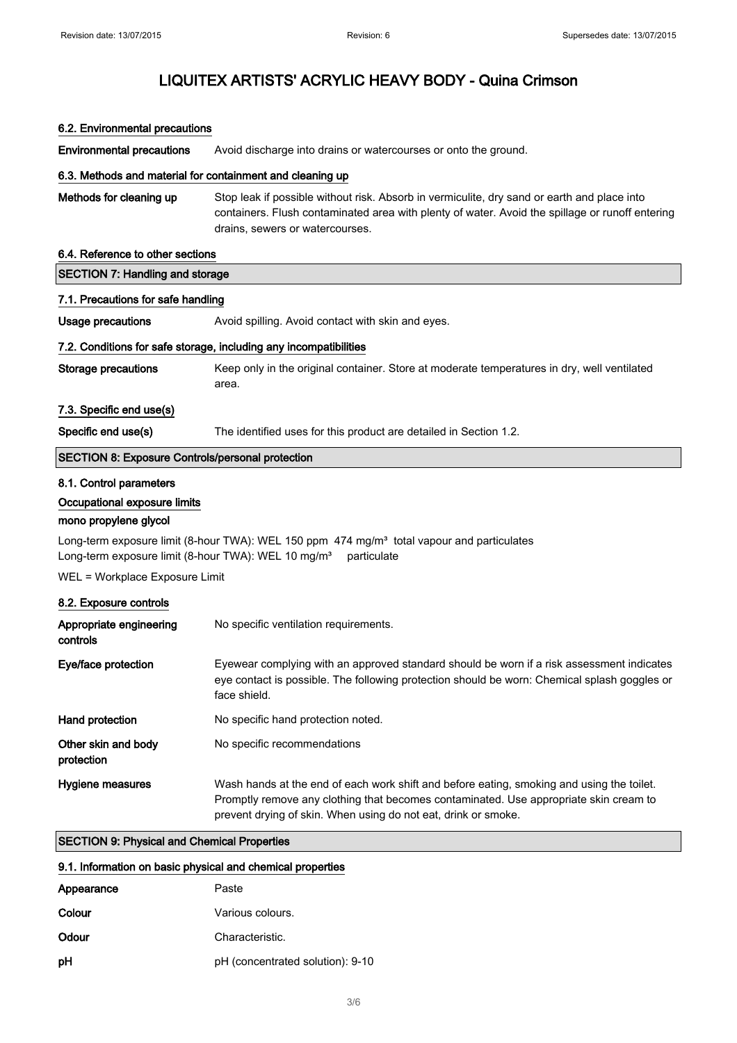# LIQUITEX ARTISTS' ACRYLIC HEAVY BODY - Quina Crimson

### 6.2. Environmental precautions

**Environmental precautions** Avoid discharge into drains or watercourses or onto the ground.

### 6.3. Methods and material for containment and cleaning up

**Methods for cleaning up** Stop leak if possible without risk. Absorb in vermiculite, dry sand or earth and place into containers. Flush contaminated area with plenty of water. Avoid the spillage or runoff entering drains, sewers or watercourses.

### 6.4. Reference to other sections

## SECTION 7: Handling and storage

### 7.1. Precautions for safe handling

**Usage precautions** Avoid spilling. Avoid contact with skin and eyes.

### 7.2. Conditions for safe storage, including any incompatibilities

**Storage precautions** Keep only in the original container. Store at moderate temperatures in dry, well ventilated area.

### 7.3. Specific end use(s)

**Specific end use(s)** The identified uses for this product are detailed in Section 1.2.

## SECTION 8: Exposure Controls/personal protection

### 8.1. Control parameters

**Occupational exposure limits**

**mono propylene glycol**

Long-term exposure limit (8-hour TWA): WEL 150 ppm 474 mg/m³ total vapour and particulates
Long-term exposure limit (8-hour TWA): WEL 10 mg/m³ particulate

WEL = Workplace Exposure Limit

### 8.2. Exposure controls

**Appropriate engineering controls** No specific ventilation requirements.

**Eye/face protection** Eyewear complying with an approved standard should be worn if a risk assessment indicates eye contact is possible. The following protection should be worn: Chemical splash goggles or face shield.

**Hand protection** No specific hand protection noted.

**Other skin and body protection** No specific recommendations

**Hygiene measures** Wash hands at the end of each work shift and before eating, smoking and using the toilet. Promptly remove any clothing that becomes contaminated. Use appropriate skin cream to prevent drying of skin. When using do not eat, drink or smoke.

## SECTION 9: Physical and Chemical Properties

### 9.1. Information on basic physical and chemical properties

**Appearance** Paste

**Colour** Various colours.

**Odour** Characteristic.

**pH** pH (concentrated solution): 9-10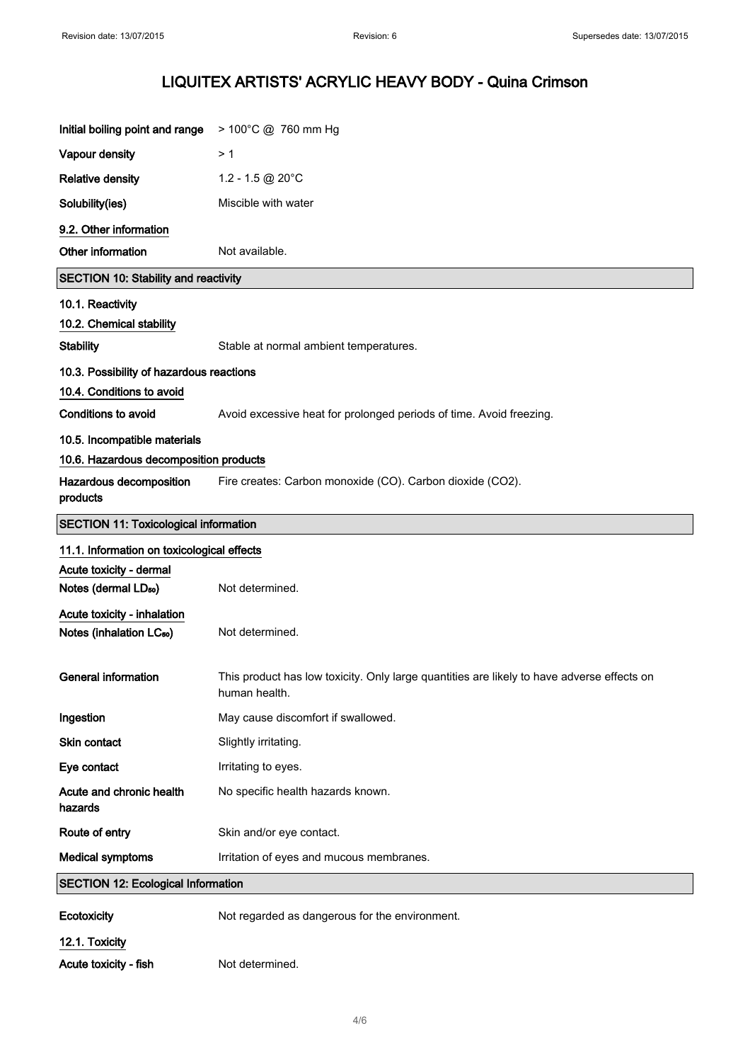# LIQUITEX ARTISTS' ACRYLIC HEAVY BODY - Quina Crimson

| | |
|---|---|
| **Initial boiling point and range** | > 100°C @ 760 mm Hg |
| **Vapour density** | > 1 |
| **Relative density** | 1.2 - 1.5 @ 20°C |
| **Solubility(ies)** | Miscible with water |

### 9.2. Other information

| | |
|---|---|
| **Other information** | Not available. |

## SECTION 10: Stability and reactivity

### 10.1. Reactivity

### 10.2. Chemical stability

| | |
|---|---|
| **Stability** | Stable at normal ambient temperatures. |

### 10.3. Possibility of hazardous reactions

### 10.4. Conditions to avoid

| | |
|---|---|
| **Conditions to avoid** | Avoid excessive heat for prolonged periods of time. Avoid freezing. |

### 10.5. Incompatible materials

### 10.6. Hazardous decomposition products

| | |
|---|---|
| **Hazardous decomposition products** | Fire creates: Carbon monoxide (CO). Carbon dioxide ($CO_2$). |

## SECTION 11: Toxicological information

### 11.1. Information on toxicological effects

**Acute toxicity - dermal**

| | |
|---|---|
| **Notes (dermal $LD_{50}$)** | Not determined. |

**Acute toxicity - inhalation**

| | |
|---|---|
| **Notes (inhalation $LC_{50}$)** | Not determined. |
| **General information** | This product has low toxicity. Only large quantities are likely to have adverse effects on human health. |
| **Ingestion** | May cause discomfort if swallowed. |
| **Skin contact** | Slightly irritating. |
| **Eye contact** | Irritating to eyes. |
| **Acute and chronic health hazards** | No specific health hazards known. |
| **Route of entry** | Skin and/or eye contact. |
| **Medical symptoms** | Irritation of eyes and mucous membranes. |

## SECTION 12: Ecological Information

| | |
|---|---|
| **Ecotoxicity** | Not regarded as dangerous for the environment. |

### 12.1. Toxicity

| | |
|---|---|
| **Acute toxicity - fish** | Not determined. |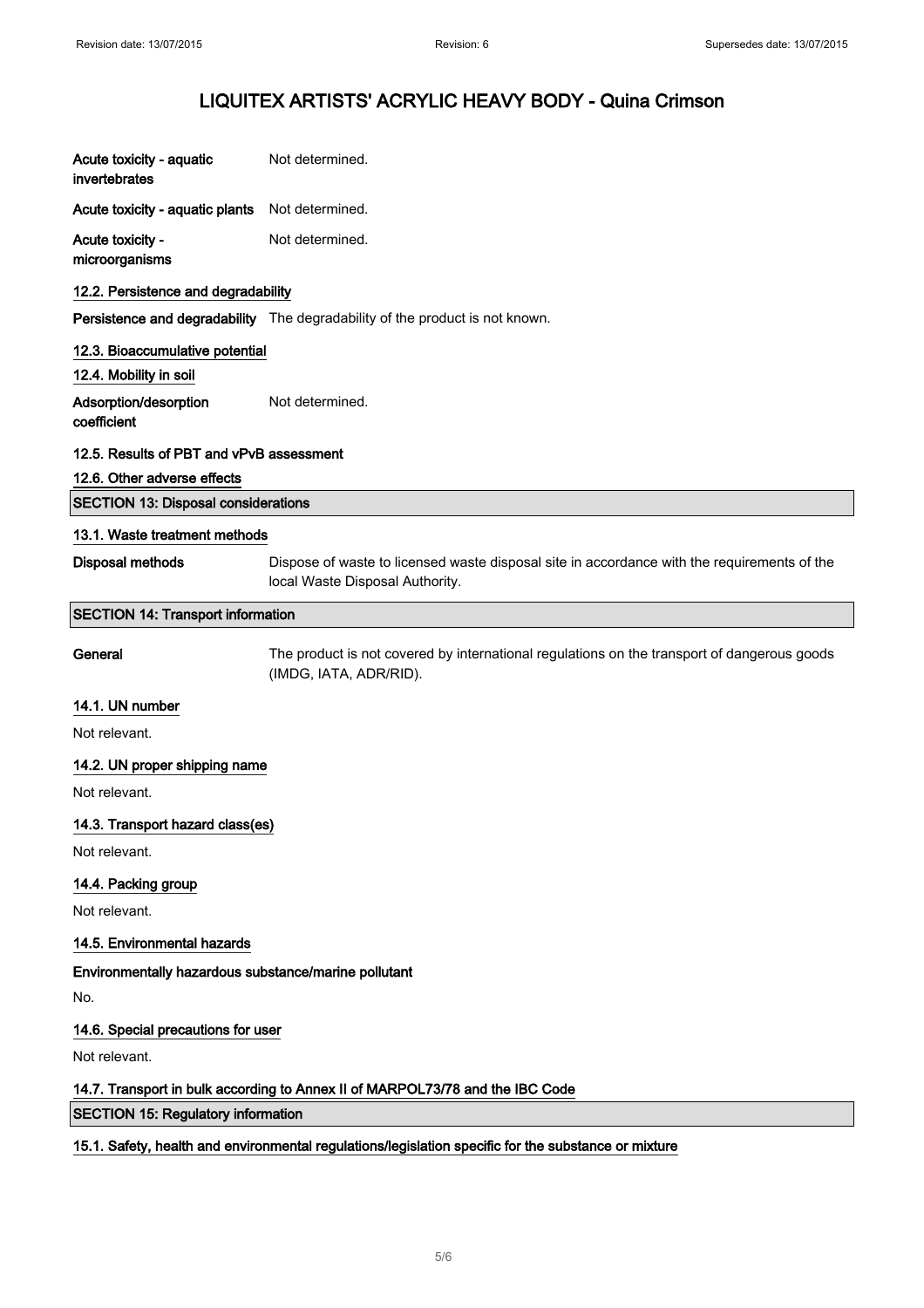**Acute toxicity - aquatic invertebrates** Not determined.

**Acute toxicity - aquatic plants** Not determined.

**Acute toxicity - microorganisms** Not determined.

### 12.2. Persistence and degradability

**Persistence and degradability** The degradability of the product is not known.

### 12.3. Bioaccumulative potential

### 12.4. Mobility in soil

**Adsorption/desorption coefficient** Not determined.

### 12.5. Results of PBT and vPvB assessment

### 12.6. Other adverse effects

## SECTION 13: Disposal considerations

### 13.1. Waste treatment methods

**Disposal methods** Dispose of waste to licensed waste disposal site in accordance with the requirements of the local Waste Disposal Authority.

## SECTION 14: Transport information

**General** The product is not covered by international regulations on the transport of dangerous goods (IMDG, IATA, ADR/RID).

### 14.1. UN number

Not relevant.

### 14.2. UN proper shipping name

Not relevant.

### 14.3. Transport hazard class(es)

Not relevant.

### 14.4. Packing group

Not relevant.

### 14.5. Environmental hazards

**Environmentally hazardous substance/marine pollutant**

No.

### 14.6. Special precautions for user

Not relevant.

### 14.7. Transport in bulk according to Annex II of MARPOL73/78 and the IBC Code

## SECTION 15: Regulatory information

### 15.1. Safety, health and environmental regulations/legislation specific for the substance or mixture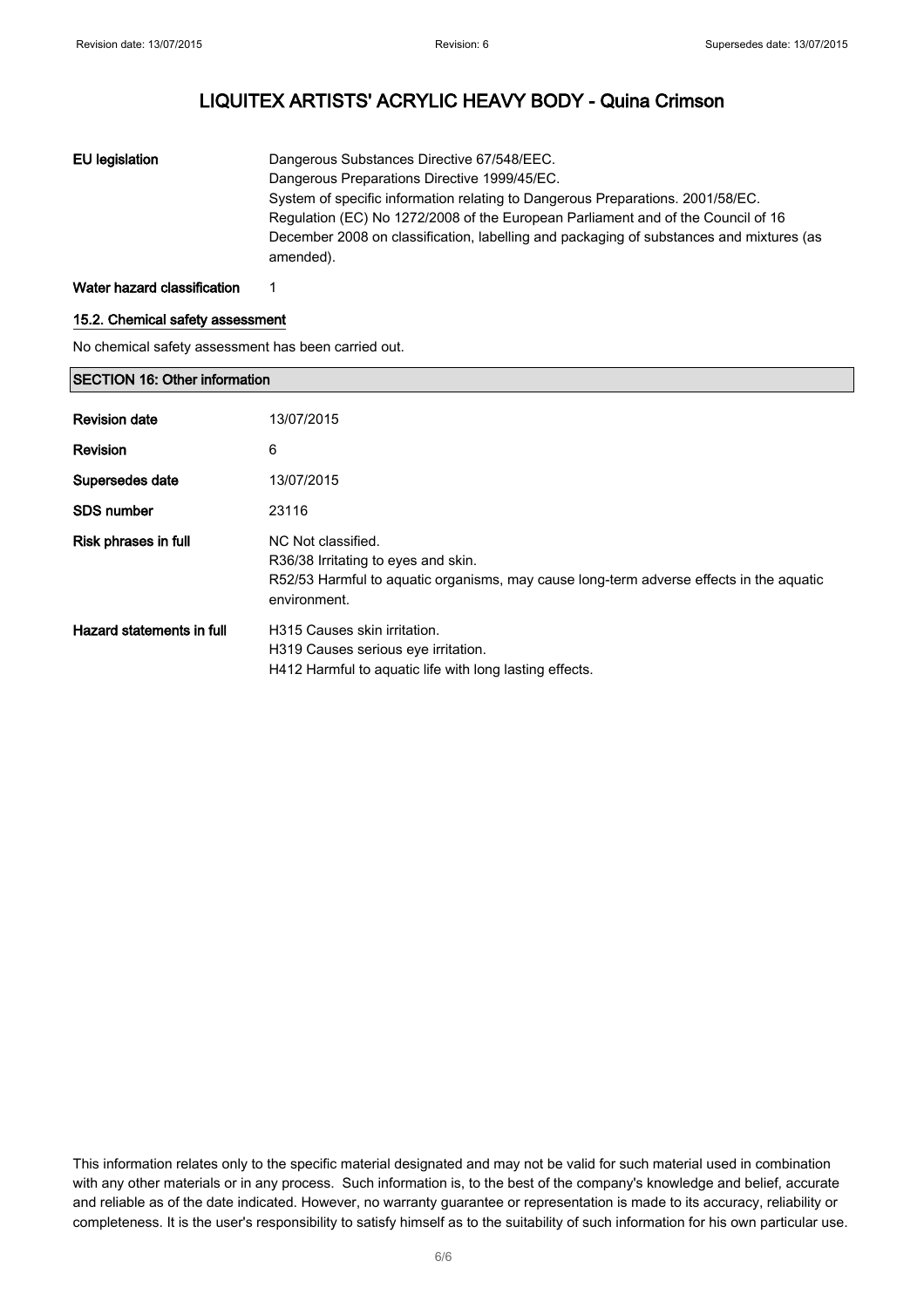# LIQUITEX ARTISTS' ACRYLIC HEAVY BODY - Quina Crimson

| | |
|---|---|
| **EU legislation** | Dangerous Substances Directive 67/548/EEC.<br>Dangerous Preparations Directive 1999/45/EC.<br>System of specific information relating to Dangerous Preparations. 2001/58/EC.<br>Regulation (EC) No 1272/2008 of the European Parliament and of the Council of 16 December 2008 on classification, labelling and packaging of substances and mixtures (as amended). |
| **Water hazard classification** | 1 |

### 15.2. Chemical safety assessment

No chemical safety assessment has been carried out.

## SECTION 16: Other information

| | |
|---|---|
| **Revision date** | 13/07/2015 |
| **Revision** | 6 |
| **Supersedes date** | 13/07/2015 |
| **SDS number** | 23116 |
| **Risk phrases in full** | NC Not classified.<br>R36/38 Irritating to eyes and skin.<br>R52/53 Harmful to aquatic organisms, may cause long-term adverse effects in the aquatic environment. |
| **Hazard statements in full** | H315 Causes skin irritation.<br>H319 Causes serious eye irritation.<br>H412 Harmful to aquatic life with long lasting effects. |

This information relates only to the specific material designated and may not be valid for such material used in combination with any other materials or in any process. Such information is, to the best of the company's knowledge and belief, accurate and reliable as of the date indicated. However, no warranty guarantee or representation is made to its accuracy, reliability or completeness. It is the user's responsibility to satisfy himself as to the suitability of such information for his own particular use.